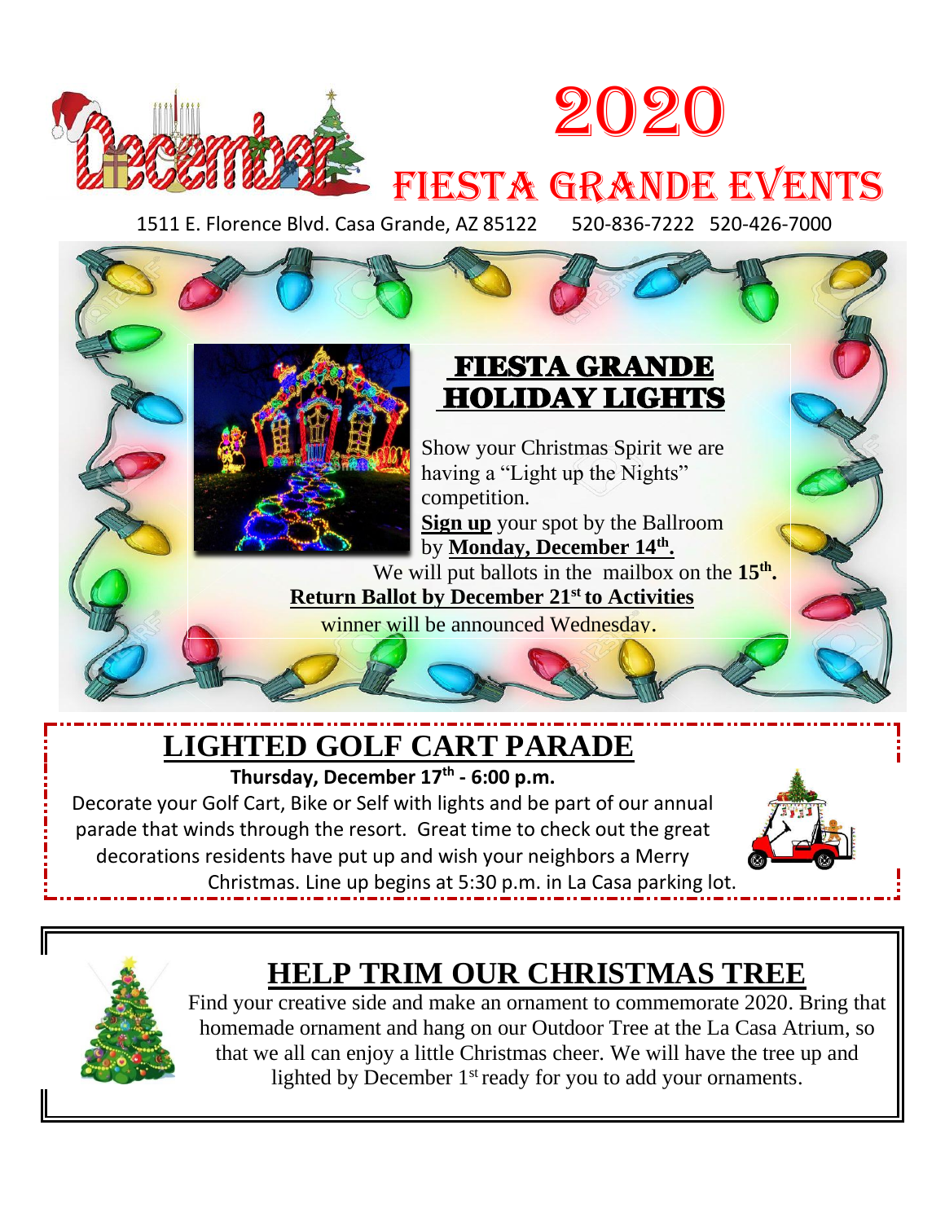# December 2020

# Fiesta Grande Events

1511 E. Florence Blvd. Casa Grande, AZ 85122 520-836-7222 520-426-7000

## FIESTA GRANDE HOLIDAY LIGHTS

Show your Christmas Spirit we are having a "Light up the Nights" competition.

**Sign up** your spot by the Ballroom by **Monday, December 14th.**

We will put ballots in the mailbox on the **15th.**

**Return Ballot by December 21st to Activities**

winner will be announced Wednesday.

## LIGHTED GOLF CART PARADE

**Thursday, December 17th - 6:00 p.m.**

Decorate your Golf Cart, Bike or Self with lights and be part of our annual parade that winds through the resort. Great time to check out the great decorations residents have put up and wish your neighbors a Merry Christmas. Line up begins at 5:30 p.m. in La Casa parking lot.

## HELP TRIM OUR CHRISTMAS TREE

Find your creative side and make an ornament to commemorate 2020. Bring that homemade ornament and hang on our Outdoor Tree at the La Casa Atrium, so that we all can enjoy a little Christmas cheer. We will have the tree up and lighted by December 1st ready for you to add your ornaments.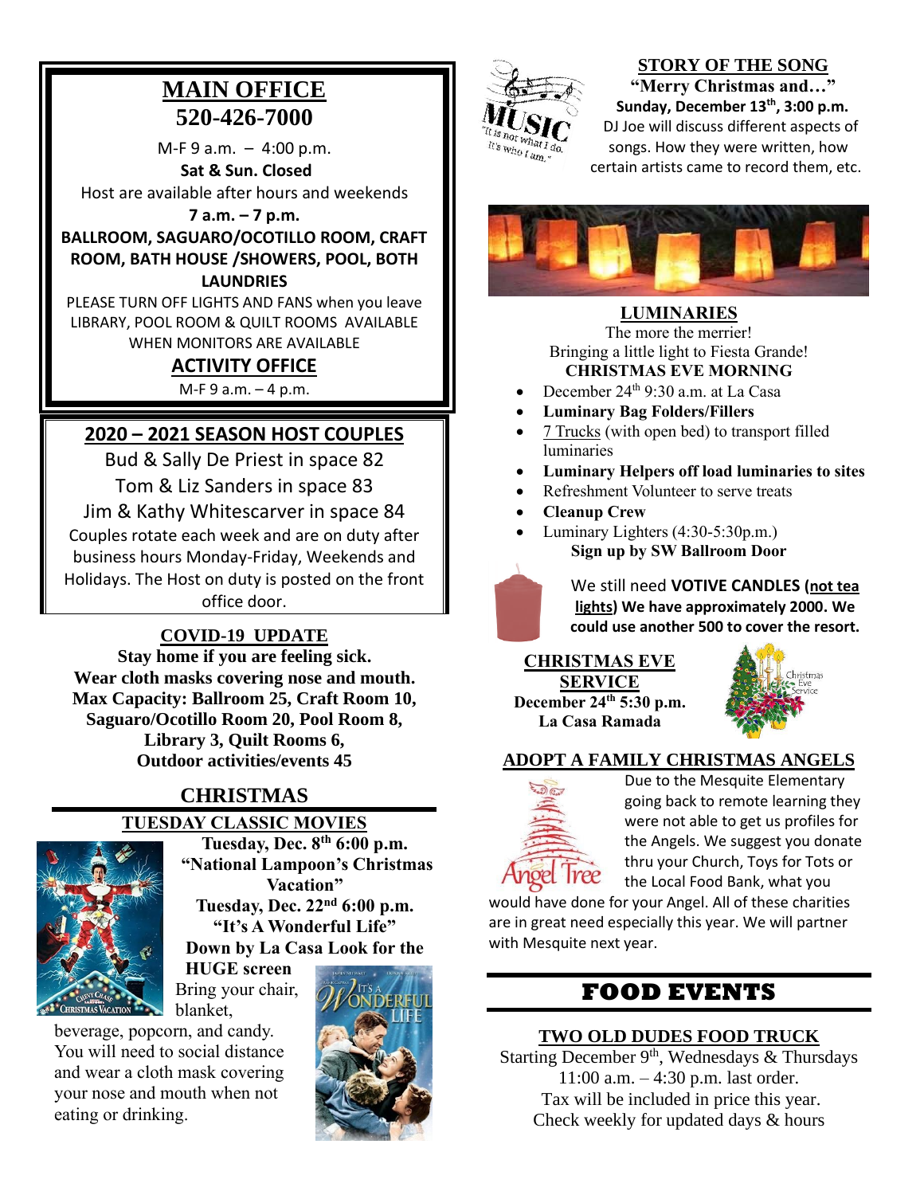# MAIN OFFICE
## 520-426-7000

M-F 9 a.m. – 4:00 p.m.

**Sat & Sun. Closed**

Host are available after hours and weekends

**7 a.m. – 7 p.m.**

**BALLROOM, SAGUARO/OCOTILLO ROOM, CRAFT ROOM, BATH HOUSE /SHOWERS, POOL, BOTH LAUNDRIES**

PLEASE TURN OFF LIGHTS AND FANS when you leave LIBRARY, POOL ROOM & QUILT ROOMS AVAILABLE WHEN MONITORS ARE AVAILABLE

## ACTIVITY OFFICE

M-F 9 a.m. – 4 p.m.

## 2020 – 2021 SEASON HOST COUPLES

Bud & Sally De Priest in space 82

Tom & Liz Sanders in space 83

Jim & Kathy Whitescarver in space 84

Couples rotate each week and are on duty after business hours Monday-Friday, Weekends and Holidays. The Host on duty is posted on the front office door.

## COVID-19 UPDATE

**Stay home if you are feeling sick.**
**Wear cloth masks covering nose and mouth.**
**Max Capacity: Ballroom 25, Craft Room 10, Saguaro/Ocotillo Room 20, Pool Room 8, Library 3, Quilt Rooms 6, Outdoor activities/events 45**

# CHRISTMAS

## TUESDAY CLASSIC MOVIES

**Tuesday, Dec. 8th 6:00 p.m.**
**"National Lampoon's Christmas Vacation"**

**Tuesday, Dec. 22nd 6:00 p.m.**
**"It's A Wonderful Life"**

**Down by La Casa Look for the HUGE screen**

Bring your chair, blanket, beverage, popcorn, and candy. You will need to social distance and wear a cloth mask covering your nose and mouth when not eating or drinking.

## STORY OF THE SONG

**"Merry Christmas and…"**

**Sunday, December 13th, 3:00 p.m.**

DJ Joe will discuss different aspects of songs. How they were written, how certain artists came to record them, etc.

## LUMINARIES

The more the merrier!
Bringing a little light to Fiesta Grande!

**CHRISTMAS EVE MORNING**

- December 24th 9:30 a.m. at La Casa
- **Luminary Bag Folders/Fillers**
- 7 Trucks (with open bed) to transport filled luminaries
- **Luminary Helpers off load luminaries to sites**
- Refreshment Volunteer to serve treats
- **Cleanup Crew**
- Luminary Lighters (4:30-5:30p.m.)

**Sign up by SW Ballroom Door**

We still need **VOTIVE CANDLES (not tea lights) We have approximately 2000. We could use another 500 to cover the resort.**

## CHRISTMAS EVE SERVICE

**December 24th 5:30 p.m.**
**La Casa Ramada**

## ADOPT A FAMILY CHRISTMAS ANGELS

Due to the Mesquite Elementary going back to remote learning they were not able to get us profiles for the Angels. We suggest you donate thru your Church, Toys for Tots or the Local Food Bank, what you would have done for your Angel. All of these charities are in great need especially this year. We will partner with Mesquite next year.

# FOOD EVENTS

## TWO OLD DUDES FOOD TRUCK

Starting December 9th, Wednesdays & Thursdays
11:00 a.m. – 4:30 p.m. last order.
Tax will be included in price this year.
Check weekly for updated days & hours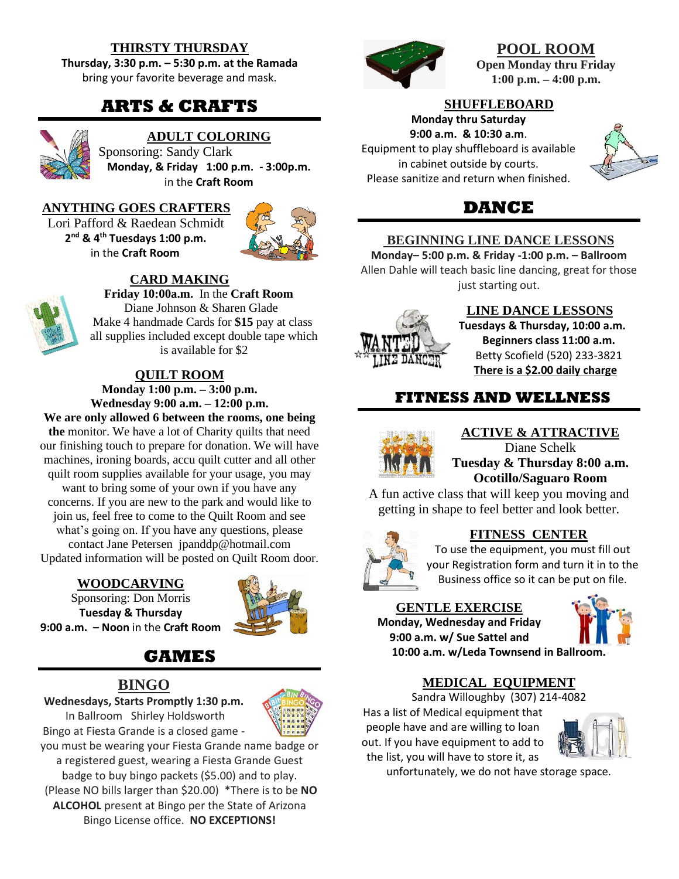## THIRSTY THURSDAY

**Thursday, 3:30 p.m. – 5:30 p.m. at the Ramada**
bring your favorite beverage and mask.

# ARTS & CRAFTS

### ADULT COLORING

Sponsoring: Sandy Clark
**Monday, & Friday 1:00 p.m. - 3:00p.m.**
in the **Craft Room**

### ANYTHING GOES CRAFTERS

Lori Pafford & Raedean Schmidt
**2nd & 4th Tuesdays 1:00 p.m.**
in the **Craft Room**

### CARD MAKING

**Friday 10:00a.m.** In the **Craft Room**
Diane Johnson & Sharen Glade
Make 4 handmade Cards for **$15** pay at class
all supplies included except double tape which is available for $2

### QUILT ROOM

**Monday 1:00 p.m. – 3:00 p.m.**
**Wednesday 9:00 a.m. – 12:00 p.m.**
**We are only allowed 6 between the rooms, one being the** monitor. We have a lot of Charity quilts that need our finishing touch to prepare for donation. We will have machines, ironing boards, accu quilt cutter and all other quilt room supplies available for your usage, you may want to bring some of your own if you have any concerns. If you are new to the park and would like to join us, feel free to come to the Quilt Room and see what's going on. If you have any questions, please contact Jane Petersen jpanddp@hotmail.com
Updated information will be posted on Quilt Room door.

### WOODCARVING

Sponsoring: Don Morris
**Tuesday & Thursday**
**9:00 a.m. – Noon** in the **Craft Room**

# GAMES

### BINGO

**Wednesdays, Starts Promptly 1:30 p.m.**
In Ballroom Shirley Holdsworth
Bingo at Fiesta Grande is a closed game - you must be wearing your Fiesta Grande name badge or a registered guest, wearing a Fiesta Grande Guest badge to buy bingo packets ($5.00) and to play. (Please NO bills larger than $20.00) *There is to be **NO ALCOHOL** present at Bingo per the State of Arizona Bingo License office. **NO EXCEPTIONS!**

### POOL ROOM

**Open Monday thru Friday**
**1:00 p.m. – 4:00 p.m.**

### SHUFFLEBOARD

**Monday thru Saturday**
**9:00 a.m. & 10:30 a.m.**
Equipment to play shuffleboard is available in cabinet outside by courts.
Please sanitize and return when finished.

# DANCE

### BEGINNING LINE DANCE LESSONS

**Monday– 5:00 p.m. & Friday -1:00 p.m. – Ballroom**
Allen Dahle will teach basic line dancing, great for those just starting out.

### LINE DANCE LESSONS

**Tuesdays & Thursday, 10:00 a.m.**
**Beginners class 11:00 a.m.**
Betty Scofield (520) 233-3821
**There is a $2.00 daily charge**

# FITNESS AND WELLNESS

### ACTIVE & ATTRACTIVE

Diane Schelk
**Tuesday & Thursday 8:00 a.m.**
**Ocotillo/Saguaro Room**
A fun active class that will keep you moving and getting in shape to feel better and look better.

### FITNESS CENTER

To use the equipment, you must fill out your Registration form and turn it in to the Business office so it can be put on file.

### GENTLE EXERCISE

**Monday, Wednesday and Friday**
**9:00 a.m. w/ Sue Sattel and**
**10:00 a.m. w/Leda Townsend in Ballroom.**

### MEDICAL EQUIPMENT

Sandra Willoughby (307) 214-4082
Has a list of Medical equipment that people have and are willing to loan out. If you have equipment to add to the list, you will have to store it, as unfortunately, we do not have storage space.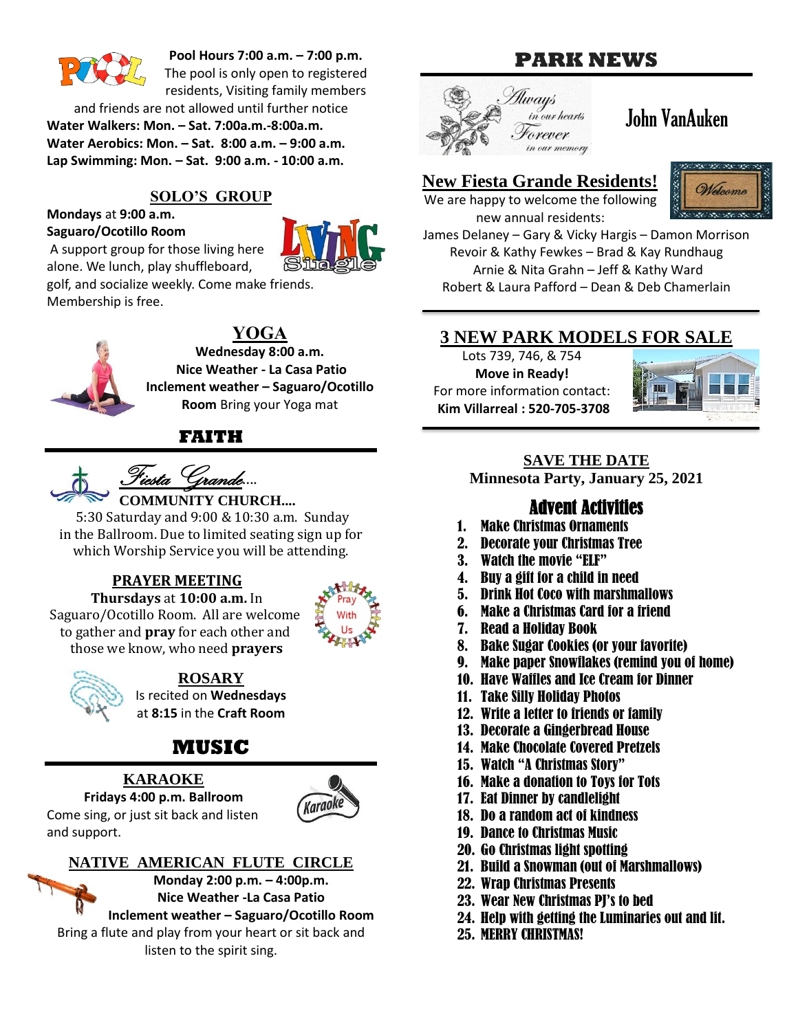**Pool Hours 7:00 a.m. – 7:00 p.m.**
The pool is only open to registered residents, Visiting family members and friends are not allowed until further notice

**Water Walkers: Mon. – Sat. 7:00a.m.-8:00a.m.**
**Water Aerobics: Mon. – Sat. 8:00 a.m. – 9:00 a.m.**
**Lap Swimming: Mon. – Sat. 9:00 a.m. - 10:00 a.m.**

## SOLO'S GROUP

**Mondays** at **9:00 a.m.**
**Saguaro/Ocotillo Room**
A support group for those living here alone. We lunch, play shuffleboard, golf, and socialize weekly. Come make friends. Membership is free.

## YOGA

**Wednesday 8:00 a.m.**
**Nice Weather - La Casa Patio**
**Inclement weather – Saguaro/Ocotillo Room** Bring your Yoga mat

# FAITH

*Fiesta Grande....*
**COMMUNITY CHURCH....**
5:30 Saturday and 9:00 & 10:30 a.m. Sunday in the Ballroom. Due to limited seating sign up for which Worship Service you will be attending.

## PRAYER MEETING

**Thursdays** at **10:00 a.m.** In Saguaro/Ocotillo Room. All are welcome to gather and **pray** for each other and those we know, who need **prayers**

## ROSARY

Is recited on **Wednesdays** at **8:15** in the **Craft Room**

# MUSIC

## KARAOKE

**Fridays 4:00 p.m. Ballroom**
Come sing, or just sit back and listen and support.

## NATIVE AMERICAN FLUTE CIRCLE

**Monday 2:00 p.m. – 4:00p.m.**
**Nice Weather -La Casa Patio**
**Inclement weather – Saguaro/Ocotillo Room**
Bring a flute and play from your heart or sit back and listen to the spirit sing.

# PARK NEWS

*Always in our hearts Forever in our memory*

John VanAuken

## New Fiesta Grande Residents!

We are happy to welcome the following new annual residents:
James Delaney – Gary & Vicky Hargis – Damon Morrison
Revoir & Kathy Fewkes – Brad & Kay Rundhaug
Arnie & Nita Grahn – Jeff & Kathy Ward
Robert & Laura Pafford – Dean & Deb Chamerlain

## 3 NEW PARK MODELS FOR SALE

Lots 739, 746, & 754
**Move in Ready!**
For more information contact:
**Kim Villarreal : 520-705-3708**

## SAVE THE DATE

**Minnesota Party, January 25, 2021**

## Advent Activities

1. Make Christmas Ornaments
2. Decorate your Christmas Tree
3. Watch the movie "ELF"
4. Buy a gift for a child in need
5. Drink Hot Coco with marshmallows
6. Make a Christmas Card for a friend
7. Read a Holiday Book
8. Bake Sugar Cookies (or your favorite)
9. Make paper Snowflakes (remind you of home)
10. Have Waffles and Ice Cream for Dinner
11. Take Silly Holiday Photos
12. Write a letter to friends or family
13. Decorate a Gingerbread House
14. Make Chocolate Covered Pretzels
15. Watch "A Christmas Story"
16. Make a donation to Toys for Tots
17. Eat Dinner by candlelight
18. Do a random act of kindness
19. Dance to Christmas Music
20. Go Christmas light spotting
21. Build a Snowman (out of Marshmallows)
22. Wrap Christmas Presents
23. Wear New Christmas PJ's to bed
24. Help with getting the Luminaries out and lit.
25. MERRY CHRISTMAS!